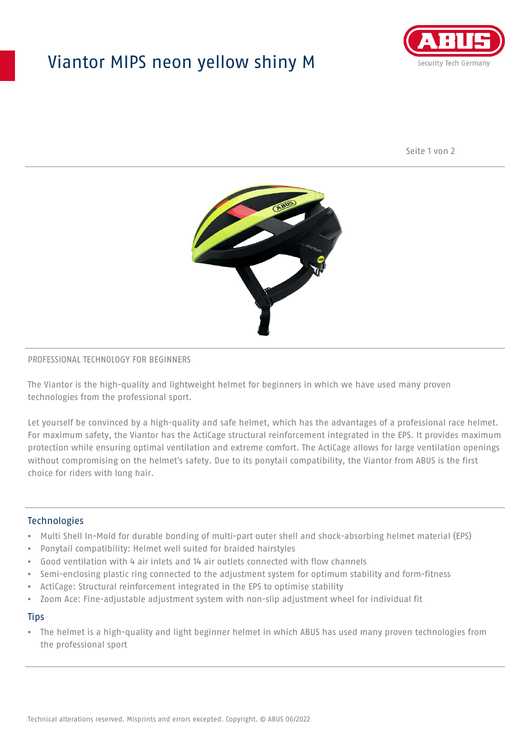# Viantor MIPS neon yellow shiny M

PROFESSIONAL TECHNOLOGY FOR BEGINNERS

The Viantor is the high-quality and lightweight helmet for beginners in which we have used many proven technologies from the professional sport.

Let yourself be convinced by a high-quality and safe helmet, which has the advantages of a professional race helmet. For maximum safety, the Viantor has the ActiCage structural reinforcement integrated in the EPS. It provides maximum protection while ensuring optimal ventilation and extreme comfort. The ActiCage allows for large ventilation openings without compromising on the helmet's safety. Due to its ponytail compatibility, the Viantor from ABUS is the first choice for riders with long hair.

## Technologies

- Multi Shell In-Mold for durable bonding of multi-part outer shell and shock-absorbing helmet material (EPS)
- Ponytail compatibility: Helmet well suited for braided hairstyles
- Good ventilation with 4 air inlets and 14 air outlets connected with flow channels
- Semi-enclosing plastic ring connected to the adjustment system for optimum stability and form-fitness
- ActiCage: Structural reinforcement integrated in the EPS to optimise stability
- Zoom Ace: Fine-adjustable adjustment system with non-slip adjustment wheel for individual fit

## Tips

- The helmet is a high-quality and light beginner helmet in which ABUS has used many proven technologies from the professional sport

Technical alterations reserved. Misprints and errors excepted. Copyright. © ABUS 06/2022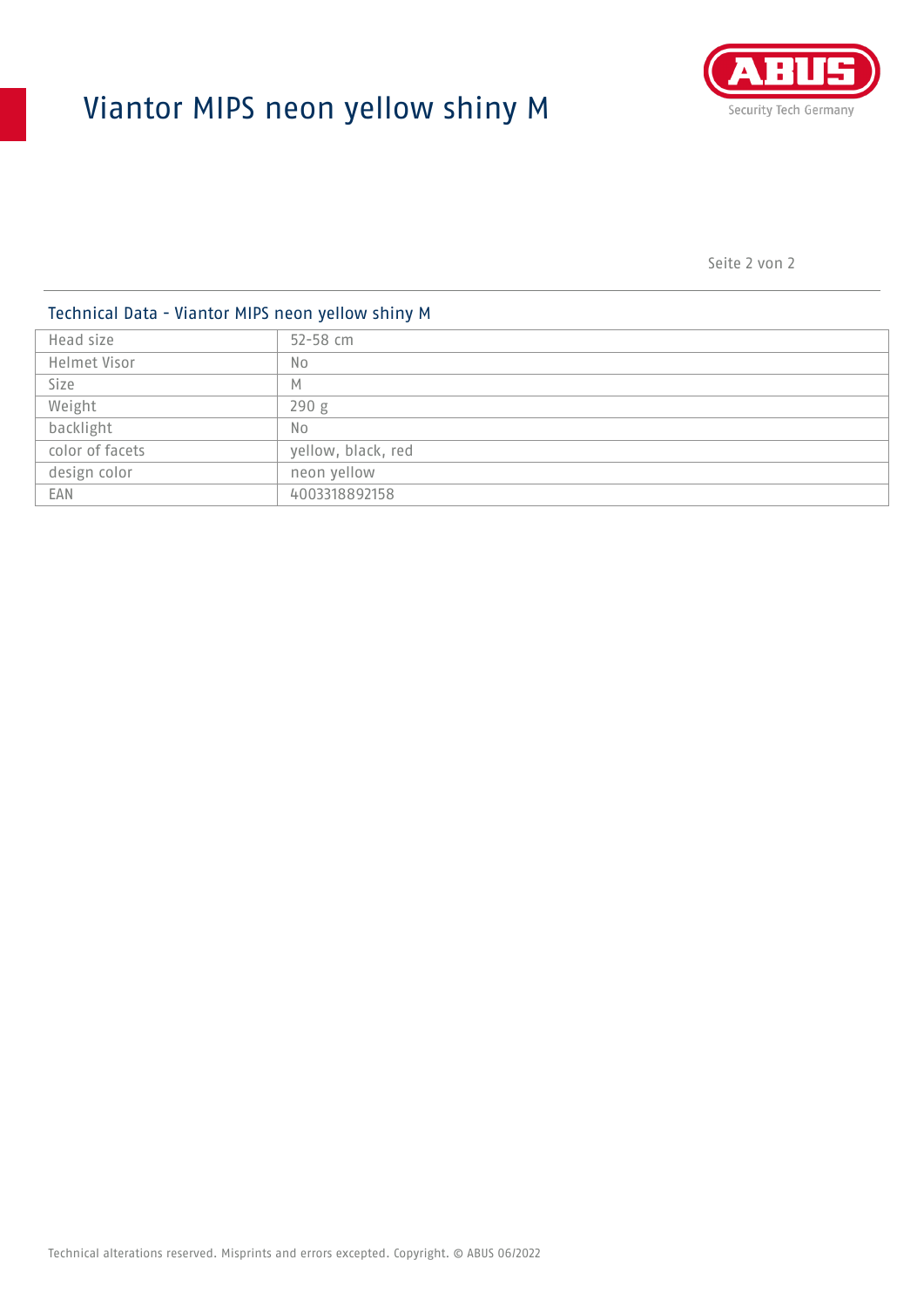# Viantor MIPS neon yellow shiny M

## Technical Data - Viantor MIPS neon yellow shiny M

| | |
|---|---|
| Head size | 52-58 cm |
| Helmet Visor | No |
| Size | M |
| Weight | 290 g |
| backlight | No |
| color of facets | yellow, black, red |
| design color | neon yellow |
| EAN | 4003318892158 |

Technical alterations reserved. Misprints and errors excepted. Copyright. © ABUS 06/2022